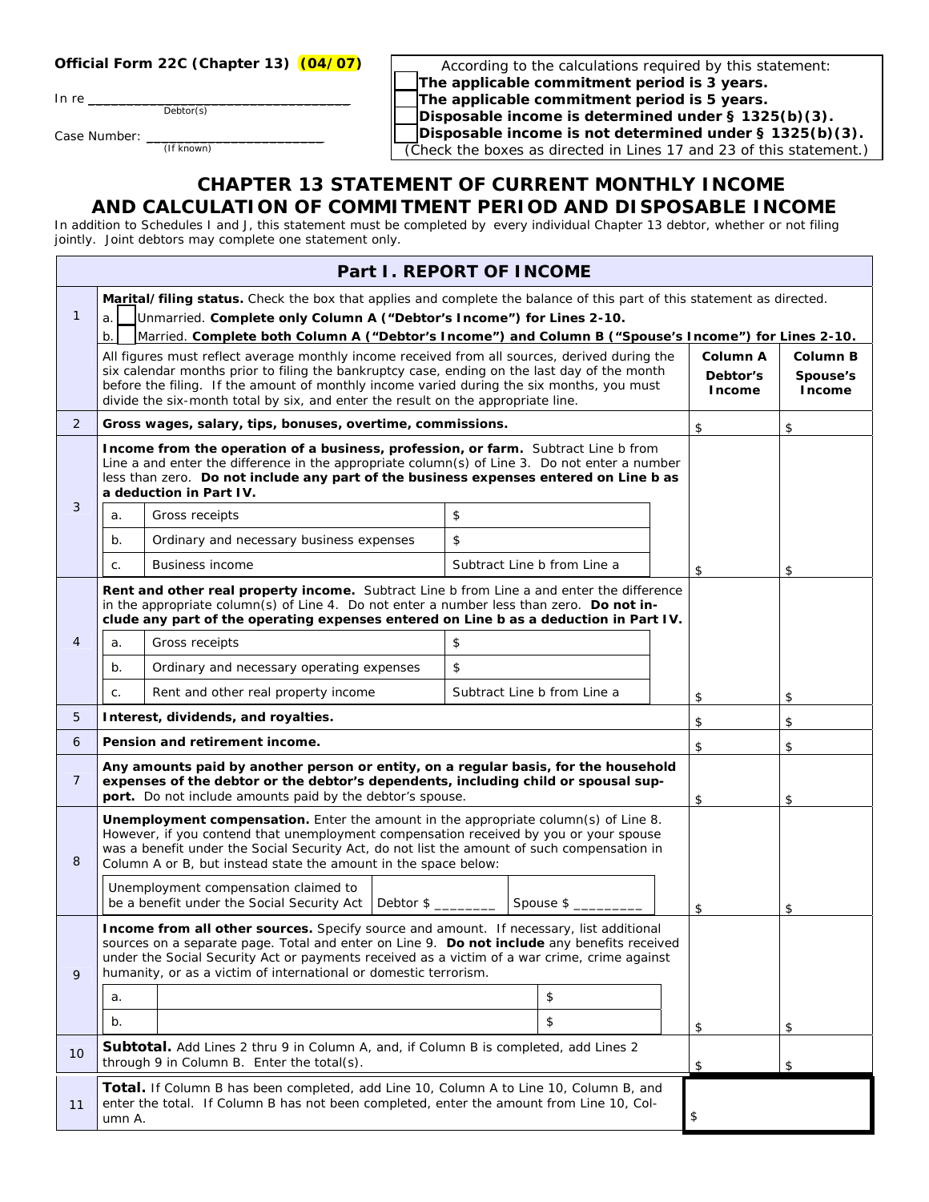**Official Form 22C (Chapter 13) (04/07)**

In re ___________________________________
Debtor(s)

Case Number: ________________________
(If known)

According to the calculations required by this statement:
☐ **The applicable commitment period is 3 years.**
☐ **The applicable commitment period is 5 years.**
☐ **Disposable income is determined under § 1325(b)(3).**
☐ **Disposable income is not determined under § 1325(b)(3).**
(Check the boxes as directed in Lines 17 and 23 of this statement.)

# CHAPTER 13 STATEMENT OF CURRENT MONTHLY INCOME AND CALCULATION OF COMMITMENT PERIOD AND DISPOSABLE INCOME

In addition to Schedules I and J, this statement must be completed by every individual Chapter 13 debtor, whether or not filing jointly. Joint debtors may complete one statement only.

## Part I. REPORT OF INCOME

| | | | |
|---|---|---|---|
| 1 | **Marital/filing status.** Check the box that applies and complete the balance of this part of this statement as directed.<br>a. ☐ Unmarried. **Complete only Column A ("Debtor's Income") for Lines 2-10.**<br>b. ☐ Married. **Complete both Column A ("Debtor's Income") and Column B ("Spouse's Income") for Lines 2-10.** | | |
| | All figures must reflect average monthly income received from all sources, derived during the six calendar months prior to filing the bankruptcy case, ending on the last day of the month before the filing. If the amount of monthly income varied during the six months, you must divide the six-month total by six, and enter the result on the appropriate line. | **Column A Debtor's Income** | **Column B Spouse's Income** |
| 2 | **Gross wages, salary, tips, bonuses, overtime, commissions.** | $ | $ |
| 3 | **Income from the operation of a business, profession, or farm.** Subtract Line b from Line a and enter the difference in the appropriate column(s) of Line 3. Do not enter a number less than zero. **Do not include any part of the business expenses entered on Line b as a deduction in Part IV.**<br>a. Gross receipts — $<br>b. Ordinary and necessary business expenses — $<br>c. Business income — Subtract Line b from Line a | $ | $ |
| 4 | **Rent and other real property income.** Subtract Line b from Line a and enter the difference in the appropriate column(s) of Line 4. Do not enter a number less than zero. **Do not include any part of the operating expenses entered on Line b as a deduction in Part IV.**<br>a. Gross receipts — $<br>b. Ordinary and necessary operating expenses — $<br>c. Rent and other real property income — Subtract Line b from Line a | $ | $ |
| 5 | **Interest, dividends, and royalties.** | $ | $ |
| 6 | **Pension and retirement income.** | $ | $ |
| 7 | **Any amounts paid by another person or entity, on a regular basis, for the household expenses of the debtor or the debtor's dependents, including child or spousal support.** Do not include amounts paid by the debtor's spouse. | $ | $ |
| 8 | **Unemployment compensation.** Enter the amount in the appropriate column(s) of Line 8. However, if you contend that unemployment compensation received by you or your spouse was a benefit under the Social Security Act, do not list the amount of such compensation in Column A or B, but instead state the amount in the space below:<br>Unemployment compensation claimed to be a benefit under the Social Security Act — Debtor $ ________ Spouse $ _________ | $ | $ |
| 9 | **Income from all other sources.** Specify source and amount. If necessary, list additional sources on a separate page. Total and enter on Line 9. **Do not include** any benefits received under the Social Security Act or payments received as a victim of a war crime, crime against humanity, or as a victim of international or domestic terrorism.<br>a. ______ $<br>b. ______ $ | $ | $ |
| 10 | **Subtotal.** Add Lines 2 thru 9 in Column A, and, if Column B is completed, add Lines 2 through 9 in Column B. Enter the total(s). | $ | $ |
| 11 | **Total.** If Column B has been completed, add Line 10, Column A to Line 10, Column B, and enter the total. If Column B has not been completed, enter the amount from Line 10, Column A. | $ | |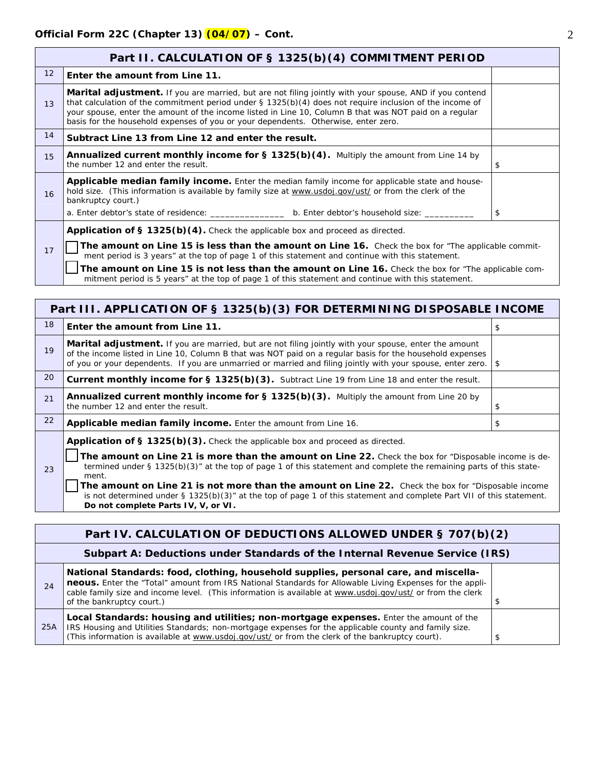**Official Form 22C (Chapter 13) (04/07) – Cont.**

| | **Part II. CALCULATION OF § 1325(b)(4) COMMITMENT PERIOD** | |
|---|---|---|
| 12 | **Enter the amount from Line 11.** | |
| 13 | **Marital adjustment.** If you are married, but are not filing jointly with your spouse, AND if you contend that calculation of the commitment period under § 1325(b)(4) does not require inclusion of the income of your spouse, enter the amount of the income listed in Line 10, Column B that was NOT paid on a regular basis for the household expenses of you or your dependents. Otherwise, enter zero. | |
| 14 | **Subtract Line 13 from Line 12 and enter the result.** | |
| 15 | **Annualized current monthly income for § 1325(b)(4).** Multiply the amount from Line 14 by the number 12 and enter the result. | $ |
| 16 | **Applicable median family income.** Enter the median family income for applicable state and household size. (This information is available by family size at www.usdoj.gov/ust/ or from the clerk of the bankruptcy court.)<br>a. Enter debtor's state of residence: _______________ b. Enter debtor's household size: __________ | $ |
| 17 | **Application of § 1325(b)(4).** Check the applicable box and proceed as directed.<br>☐ **The amount on Line 15 is less than the amount on Line 16.** Check the box for "The applicable commitment period is 3 years" at the top of page 1 of this statement and continue with this statement.<br>☐ **The amount on Line 15 is not less than the amount on Line 16.** Check the box for "The applicable commitment period is 5 years" at the top of page 1 of this statement and continue with this statement. | |

| | **Part III. APPLICATION OF § 1325(b)(3) FOR DETERMINING DISPOSABLE INCOME** | |
|---|---|---|
| 18 | **Enter the amount from Line 11.** | $ |
| 19 | **Marital adjustment.** If you are married, but are not filing jointly with your spouse, enter the amount of the income listed in Line 10, Column B that was NOT paid on a regular basis for the household expenses of you or your dependents. If you are unmarried or married and filing jointly with your spouse, enter zero. | $ |
| 20 | **Current monthly income for § 1325(b)(3).** Subtract Line 19 from Line 18 and enter the result. | |
| 21 | **Annualized current monthly income for § 1325(b)(3).** Multiply the amount from Line 20 by the number 12 and enter the result. | $ |
| 22 | **Applicable median family income.** Enter the amount from Line 16. | $ |
| 23 | **Application of § 1325(b)(3).** Check the applicable box and proceed as directed.<br>☐ **The amount on Line 21 is more than the amount on Line 22.** Check the box for "Disposable income is determined under § 1325(b)(3)" at the top of page 1 of this statement and complete the remaining parts of this statement.<br>☐ **The amount on Line 21 is not more than the amount on Line 22.** Check the box for "Disposable income is not determined under § 1325(b)(3)" at the top of page 1 of this statement and complete Part VII of this statement. **Do not complete Parts IV, V, or VI.** | |

| | **Part IV. CALCULATION OF DEDUCTIONS ALLOWED UNDER § 707(b)(2)** | |
|---|---|---|
| | **Subpart A: Deductions under Standards of the Internal Revenue Service (IRS)** | |
| 24 | **National Standards: food, clothing, household supplies, personal care, and miscellaneous.** Enter the "Total" amount from IRS National Standards for Allowable Living Expenses for the applicable family size and income level. (This information is available at www.usdoj.gov/ust/ or from the clerk of the bankruptcy court.) | $ |
| 25A | **Local Standards: housing and utilities; non-mortgage expenses.** Enter the amount of the IRS Housing and Utilities Standards; non-mortgage expenses for the applicable county and family size. (This information is available at www.usdoj.gov/ust/ or from the clerk of the bankruptcy court). | $ |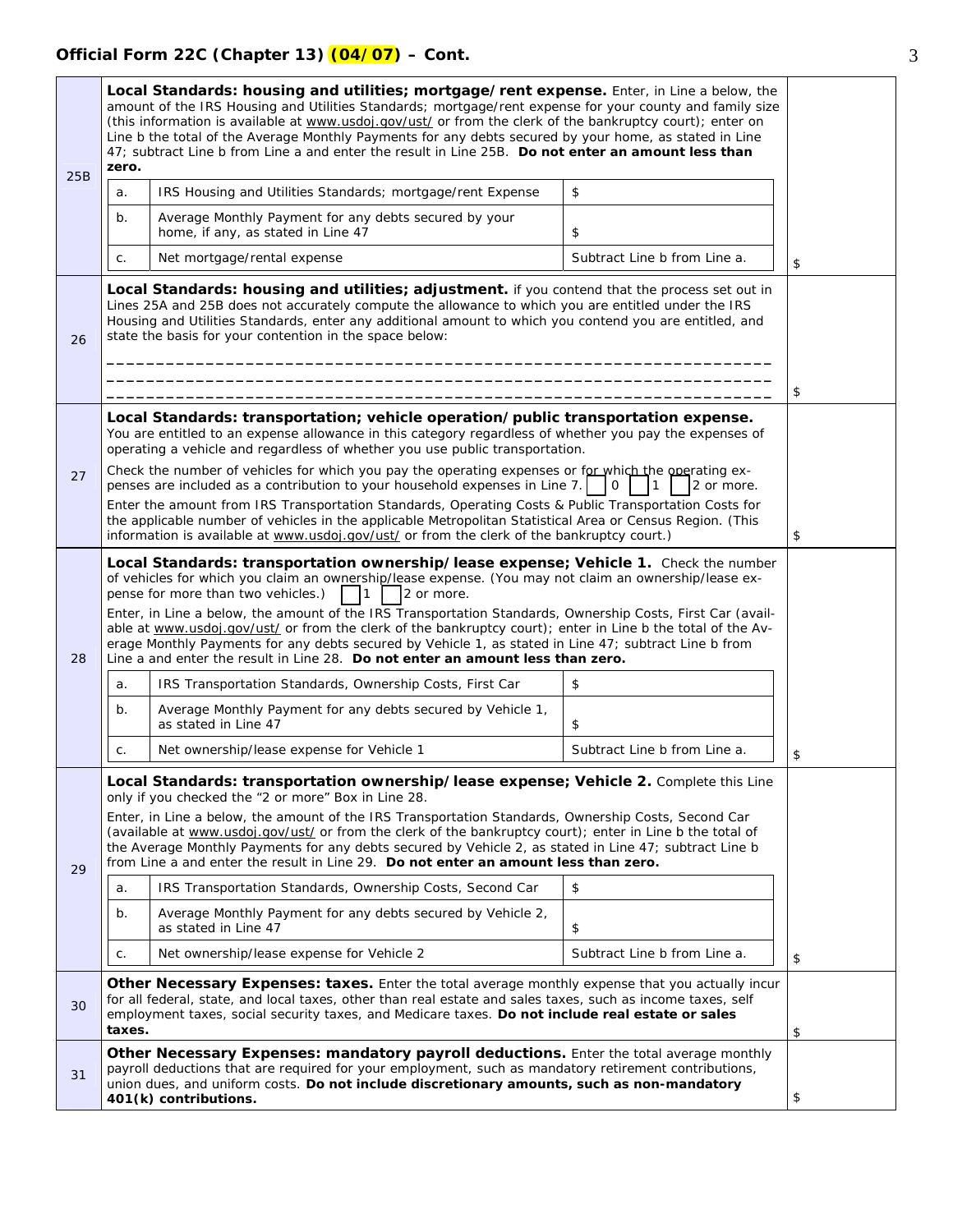**Official Form 22C (Chapter 13) (04/07) – Cont.**

| | | |
|---|---|---|
| 25B | **Local Standards: housing and utilities; mortgage/rent expense.** Enter, in Line a below, the amount of the IRS Housing and Utilities Standards; mortgage/rent expense for your county and family size (this information is available at www.usdoj.gov/ust/ or from the clerk of the bankruptcy court); enter on Line b the total of the Average Monthly Payments for any debts secured by your home, as stated in Line 47; subtract Line b from Line a and enter the result in Line 25B. **Do not enter an amount less than zero.**<br><br>a. IRS Housing and Utilities Standards; mortgage/rent Expense — $<br>b. Average Monthly Payment for any debts secured by your home, if any, as stated in Line 47 — $<br>c. Net mortgage/rental expense — Subtract Line b from Line a. | $ |
| 26 | **Local Standards: housing and utilities; adjustment.** if you contend that the process set out in Lines 25A and 25B does not accurately compute the allowance to which you are entitled under the IRS Housing and Utilities Standards, enter any additional amount to which you contend you are entitled, and state the basis for your contention in the space below:<br><br>_______________________________________________<br>_______________________________________________<br>_______________________________________________ | $ |
| 27 | **Local Standards: transportation; vehicle operation/public transportation expense.** You are entitled to an expense allowance in this category regardless of whether you pay the expenses of operating a vehicle and regardless of whether you use public transportation.<br><br>Check the number of vehicles for which you pay the operating expenses or for which the operating expenses are included as a contribution to your household expenses in Line 7. ☐ 0 ☐ 1 ☐ 2 or more.<br><br>Enter the amount from IRS Transportation Standards, Operating Costs & Public Transportation Costs for the applicable number of vehicles in the applicable Metropolitan Statistical Area or Census Region. (This information is available at www.usdoj.gov/ust/ or from the clerk of the bankruptcy court.) | $ |
| 28 | **Local Standards: transportation ownership/lease expense; Vehicle 1.** Check the number of vehicles for which you claim an ownership/lease expense. (You may not claim an ownership/lease expense for more than two vehicles.) ☐ 1 ☐ 2 or more.<br><br>Enter, in Line a below, the amount of the IRS Transportation Standards, Ownership Costs, First Car (available at www.usdoj.gov/ust/ or from the clerk of the bankruptcy court); enter in Line b the total of the Average Monthly Payments for any debts secured by Vehicle 1, as stated in Line 47; subtract Line b from Line a and enter the result in Line 28. **Do not enter an amount less than zero.**<br><br>a. IRS Transportation Standards, Ownership Costs, First Car — $<br>b. Average Monthly Payment for any debts secured by Vehicle 1, as stated in Line 47 — $<br>c. Net ownership/lease expense for Vehicle 1 — Subtract Line b from Line a. | $ |
| 29 | **Local Standards: transportation ownership/lease expense; Vehicle 2.** Complete this Line only if you checked the "2 or more" Box in Line 28.<br><br>Enter, in Line a below, the amount of the IRS Transportation Standards, Ownership Costs, Second Car (available at www.usdoj.gov/ust/ or from the clerk of the bankruptcy court); enter in Line b the total of the Average Monthly Payments for any debts secured by Vehicle 2, as stated in Line 47; subtract Line b from Line a and enter the result in Line 29. **Do not enter an amount less than zero.**<br><br>a. IRS Transportation Standards, Ownership Costs, Second Car — $<br>b. Average Monthly Payment for any debts secured by Vehicle 2, as stated in Line 47 — $<br>c. Net ownership/lease expense for Vehicle 2 — Subtract Line b from Line a. | $ |
| 30 | **Other Necessary Expenses: taxes.** Enter the total average monthly expense that you actually incur for all federal, state, and local taxes, other than real estate and sales taxes, such as income taxes, self employment taxes, social security taxes, and Medicare taxes. **Do not include real estate or sales taxes.** | $ |
| 31 | **Other Necessary Expenses: mandatory payroll deductions.** Enter the total average monthly payroll deductions that are required for your employment, such as mandatory retirement contributions, union dues, and uniform costs. **Do not include discretionary amounts, such as non-mandatory 401(k) contributions.** | $ |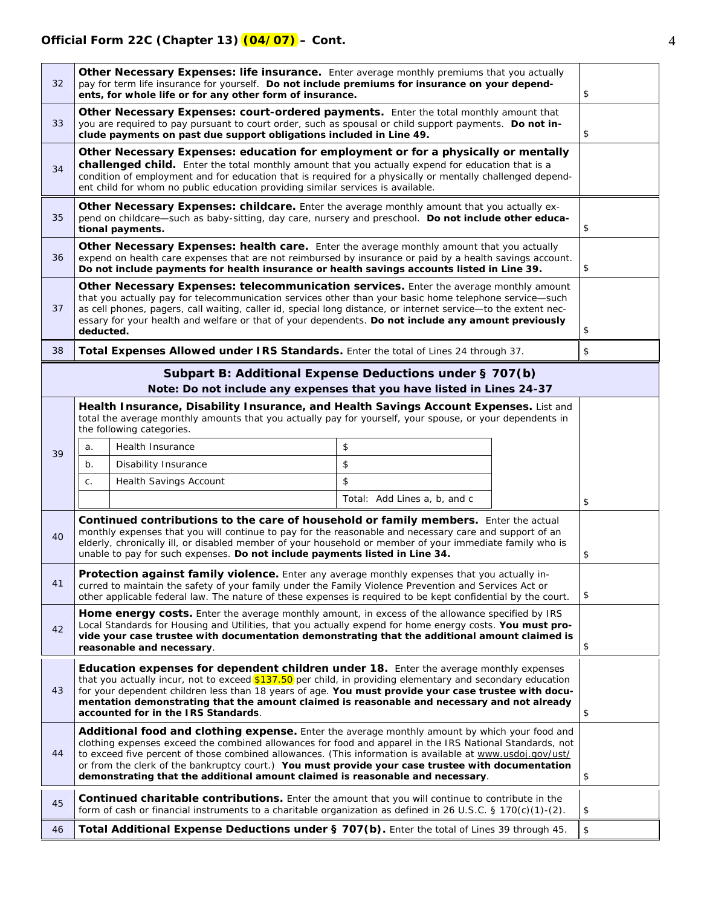**Official Form 22C (Chapter 13) (04/07) – Cont.**

| | | |
|---|---|---|
| 32 | **Other Necessary Expenses: life insurance.** Enter average monthly premiums that you actually pay for term life insurance for yourself. **Do not include premiums for insurance on your dependents, for whole life or for any other form of insurance.** | $ |
| 33 | **Other Necessary Expenses: court-ordered payments.** Enter the total monthly amount that you are required to pay pursuant to court order, such as spousal or child support payments. **Do not include payments on past due support obligations included in Line 49.** | $ |
| 34 | **Other Necessary Expenses: education for employment or for a physically or mentally challenged child.** Enter the total monthly amount that you actually expend for education that is a condition of employment and for education that is required for a physically or mentally challenged dependent child for whom no public education providing similar services is available. | |
| 35 | **Other Necessary Expenses: childcare.** Enter the average monthly amount that you actually expend on childcare—such as baby-sitting, day care, nursery and preschool. **Do not include other educational payments.** | $ |
| 36 | **Other Necessary Expenses: health care.** Enter the average monthly amount that you actually expend on health care expenses that are not reimbursed by insurance or paid by a health savings account. **Do not include payments for health insurance or health savings accounts listed in Line 39.** | $ |
| 37 | **Other Necessary Expenses: telecommunication services.** Enter the average monthly amount that you actually pay for telecommunication services other than your basic home telephone service—such as cell phones, pagers, call waiting, caller id, special long distance, or internet service—to the extent necessary for your health and welfare or that of your dependents. **Do not include any amount previously deducted.** | $ |
| 38 | **Total Expenses Allowed under IRS Standards.** Enter the total of Lines 24 through 37. | $ |

**Subpart B: Additional Expense Deductions under § 707(b)**

**Note: Do not include any expenses that you have listed in Lines 24-37**

| | | |
|---|---|---|
| 39 | **Health Insurance, Disability Insurance, and Health Savings Account Expenses.** List and total the average monthly amounts that you actually pay for yourself, your spouse, or your dependents in the following categories.<br>a. Health Insurance $<br>b. Disability Insurance $<br>c. Health Savings Account $<br>Total: Add Lines a, b, and c | $ |
| 40 | **Continued contributions to the care of household or family members.** Enter the actual monthly expenses that you will continue to pay for the reasonable and necessary care and support of an elderly, chronically ill, or disabled member of your household or member of your immediate family who is unable to pay for such expenses. **Do not include payments listed in Line 34.** | $ |
| 41 | **Protection against family violence.** Enter any average monthly expenses that you actually incurred to maintain the safety of your family under the Family Violence Prevention and Services Act or other applicable federal law. The nature of these expenses is required to be kept confidential by the court. | $ |
| 42 | **Home energy costs.** Enter the average monthly amount, in excess of the allowance specified by IRS Local Standards for Housing and Utilities, that you actually expend for home energy costs. **You must provide your case trustee with documentation demonstrating that the additional amount claimed is reasonable and necessary**. | $ |
| 43 | **Education expenses for dependent children under 18.** Enter the average monthly expenses that you actually incur, not to exceed $137.50 per child, in providing elementary and secondary education for your dependent children less than 18 years of age. **You must provide your case trustee with documentation demonstrating that the amount claimed is reasonable and necessary and not already accounted for in the IRS Standards**. | $ |
| 44 | **Additional food and clothing expense.** Enter the average monthly amount by which your food and clothing expenses exceed the combined allowances for food and apparel in the IRS National Standards, not to exceed five percent of those combined allowances. (This information is available at www.usdoj.gov/ust/ or from the clerk of the bankruptcy court.) **You must provide your case trustee with documentation demonstrating that the additional amount claimed is reasonable and necessary**. | $ |
| 45 | **Continued charitable contributions.** Enter the amount that you will continue to contribute in the form of cash or financial instruments to a charitable organization as defined in 26 U.S.C. § 170(c)(1)-(2). | $ |
| 46 | **Total Additional Expense Deductions under § 707(b).** Enter the total of Lines 39 through 45. | $ |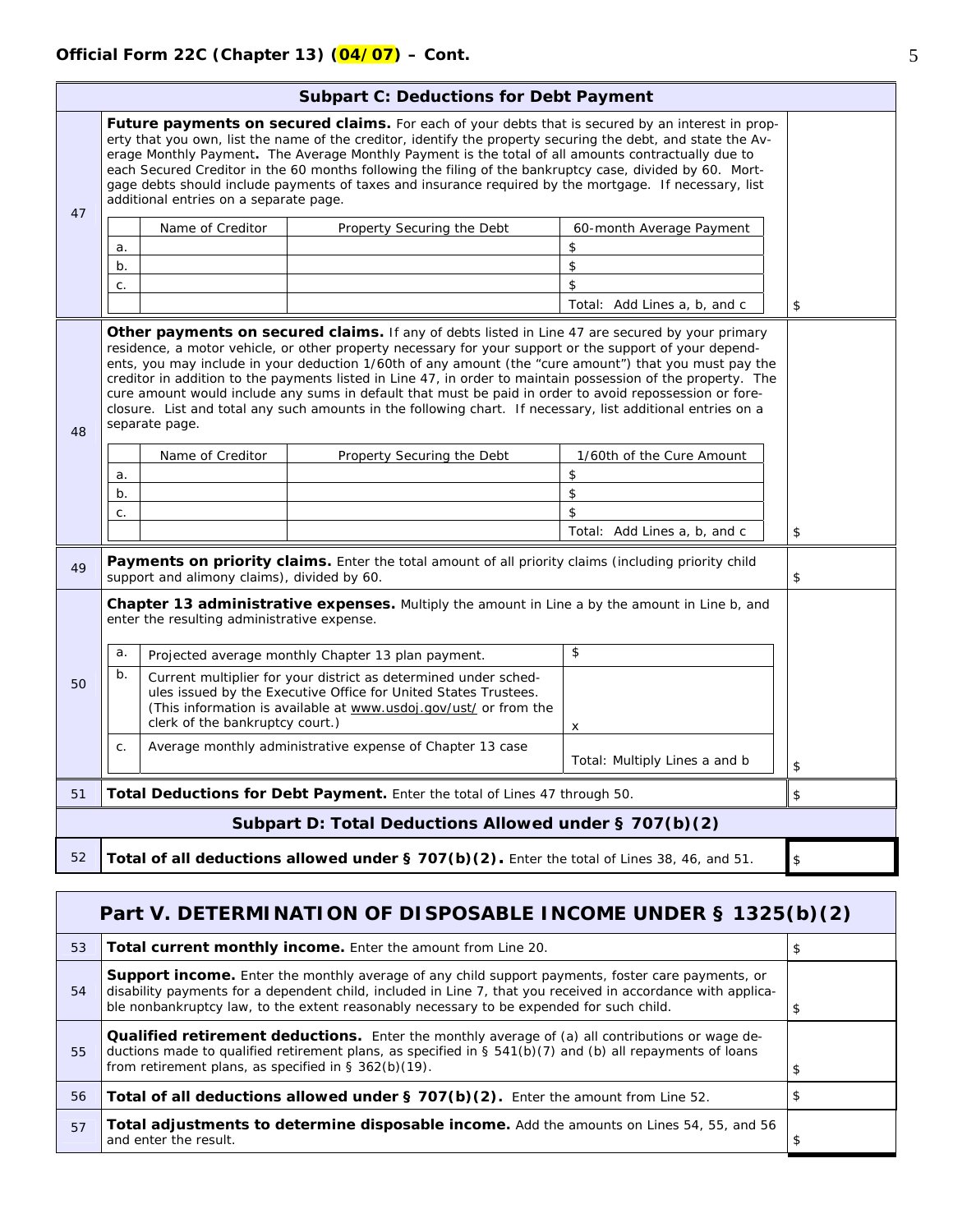**Official Form 22C (Chapter 13) (04/07) – Cont.**

## Subpart C: Deductions for Debt Payment

| | | |
|---|---|---|
| 47 | **Future payments on secured claims.** For each of your debts that is secured by an interest in property that you own, list the name of the creditor, identify the property securing the debt, and state the Average Monthly Payment**.** The Average Monthly Payment is the total of all amounts contractually due to each Secured Creditor in the 60 months following the filing of the bankruptcy case, divided by 60. Mortgage debts should include payments of taxes and insurance required by the mortgage. If necessary, list additional entries on a separate page. | |

| | Name of Creditor | Property Securing the Debt | 60-month Average Payment |
|---|---|---|---|
| a. | | | $ |
| b. | | | $ |
| c. | | | $ |
| | | | Total: Add Lines a, b, and c |

Line 47 total: $

| | | |
|---|---|---|
| 48 | **Other payments on secured claims.** If any of debts listed in Line 47 are secured by your primary residence, a motor vehicle, or other property necessary for your support or the support of your dependents, you may include in your deduction 1/60th of any amount (the "cure amount") that you must pay the creditor in addition to the payments listed in Line 47, in order to maintain possession of the property. The cure amount would include any sums in default that must be paid in order to avoid repossession or foreclosure. List and total any such amounts in the following chart. If necessary, list additional entries on a separate page. | |

| | Name of Creditor | Property Securing the Debt | 1/60th of the Cure Amount |
|---|---|---|---|
| a. | | | $ |
| b. | | | $ |
| c. | | | $ |
| | | | Total: Add Lines a, b, and c |

Line 48 total: $

| | | |
|---|---|---|
| 49 | **Payments on priority claims.** Enter the total amount of all priority claims (including priority child support and alimony claims), divided by 60. | $ |
| 50 | **Chapter 13 administrative expenses.** Multiply the amount in Line a by the amount in Line b, and enter the resulting administrative expense. | |

| | | |
|---|---|---|
| a. | Projected average monthly Chapter 13 plan payment. | $ |
| b. | Current multiplier for your district as determined under schedules issued by the Executive Office for United States Trustees. (This information is available at www.usdoj.gov/ust/ or from the clerk of the bankruptcy court.) | x |
| c. | Average monthly administrative expense of Chapter 13 case | Total: Multiply Lines a and b |

Line 50 total: $

| | | |
|---|---|---|
| 51 | **Total Deductions for Debt Payment.** Enter the total of Lines 47 through 50. | $ |

## Subpart D: Total Deductions Allowed under § 707(b)(2)

| | | |
|---|---|---|
| 52 | **Total of all deductions allowed under § 707(b)(2).** Enter the total of Lines 38, 46, and 51. | $ |

## Part V. DETERMINATION OF DISPOSABLE INCOME UNDER § 1325(b)(2)

| | | |
|---|---|---|
| 53 | **Total current monthly income.** Enter the amount from Line 20. | $ |
| 54 | **Support income.** Enter the monthly average of any child support payments, foster care payments, or disability payments for a dependent child, included in Line 7, that you received in accordance with applicable nonbankruptcy law, to the extent reasonably necessary to be expended for such child. | $ |
| 55 | **Qualified retirement deductions.** Enter the monthly average of (a) all contributions or wage deductions made to qualified retirement plans, as specified in § 541(b)(7) and (b) all repayments of loans from retirement plans, as specified in § 362(b)(19). | $ |
| 56 | **Total of all deductions allowed under § 707(b)(2).** Enter the amount from Line 52. | $ |
| 57 | **Total adjustments to determine disposable income.** Add the amounts on Lines 54, 55, and 56 and enter the result. | $ |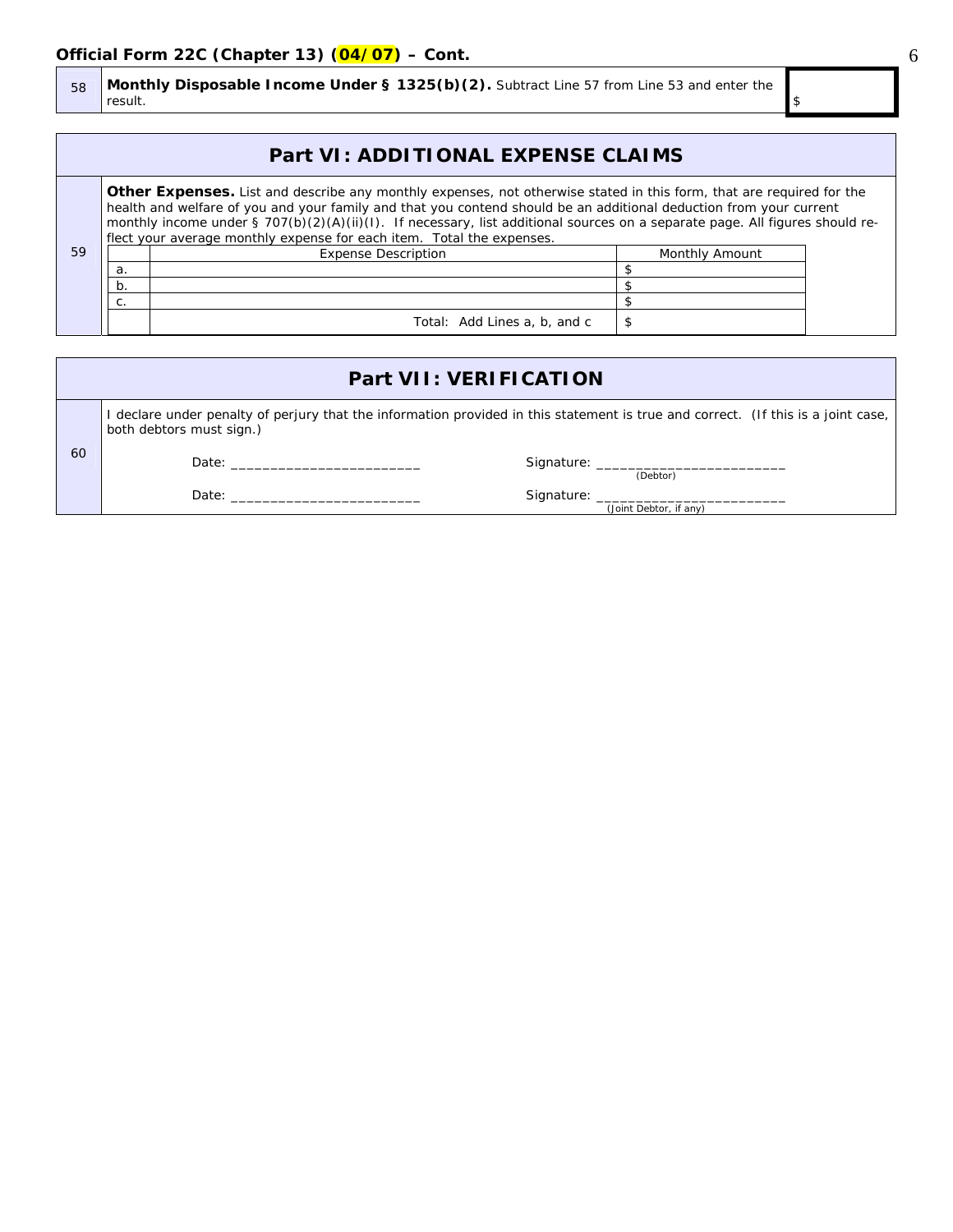| | | |
|---|---|---|
| 58 | **Monthly Disposable Income Under § 1325(b)(2).** Subtract Line 57 from Line 53 and enter the result. | $ |

## Part VI: ADDITIONAL EXPENSE CLAIMS

**59** **Other Expenses.** List and describe any monthly expenses, not otherwise stated in this form, that are required for the health and welfare of you and your family and that you contend should be an additional deduction from your current monthly income under § 707(b)(2)(A)(ii)(I). If necessary, list additional sources on a separate page. All figures should reflect your average monthly expense for each item. Total the expenses.

| | Expense Description | Monthly Amount |
|---|---|---|
| a. | | $ |
| b. | | $ |
| c. | | $ |
| | Total: Add Lines a, b, and c | $ |

## Part VII: VERIFICATION

**60** I declare under penalty of perjury that the information provided in this statement is true and correct. (If this is a joint case, both debtors must sign.)

Date: ________________________ Signature: ________________________
(Debtor)

Date: ________________________ Signature: ________________________
(Joint Debtor, if any)